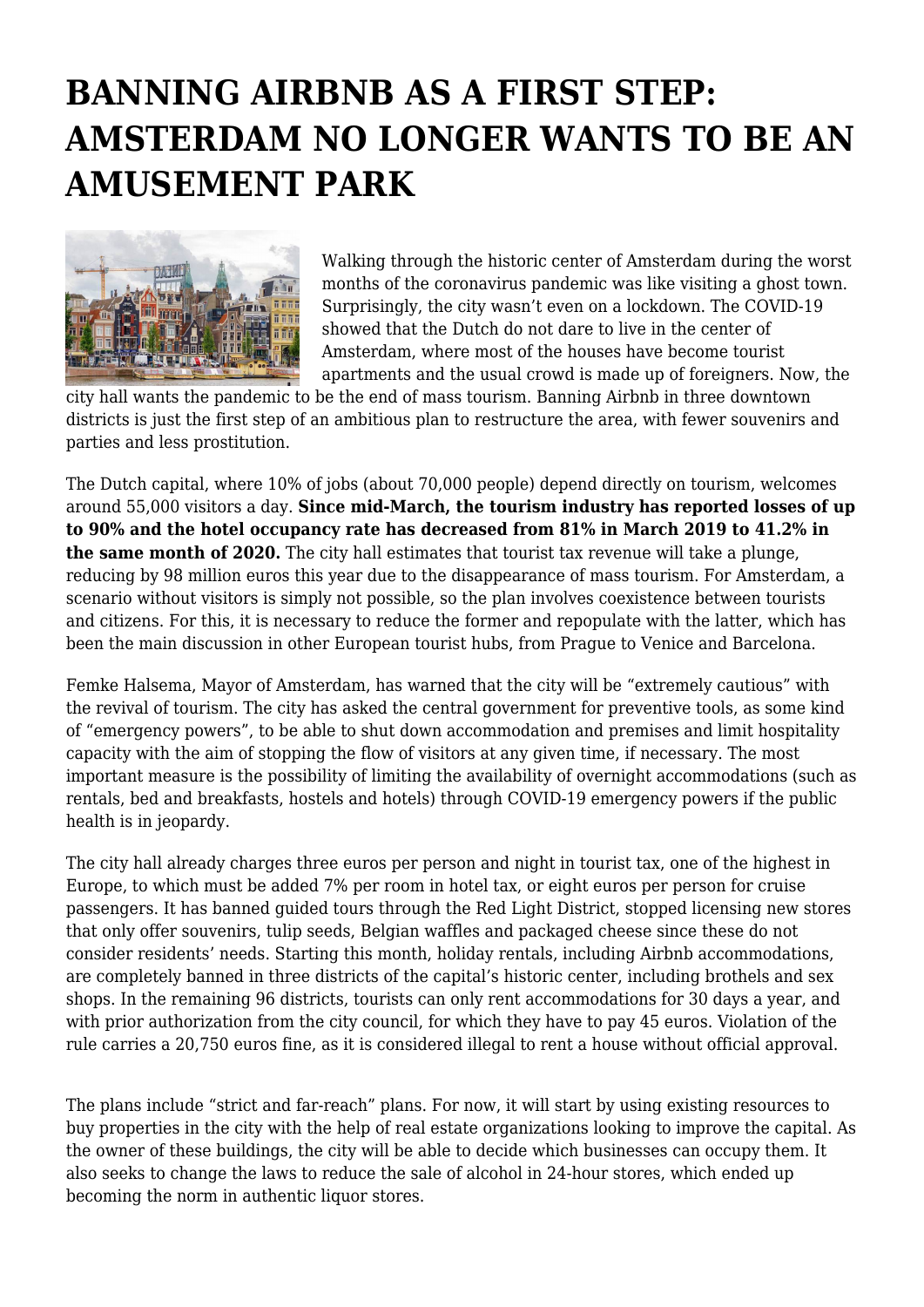# BANNING AIRBNB AS A FIRST STEP: AMSTERDAM NO LONGER WANTS TO BE AN AMUSEMENT PARK

Walking through the historic center of Amsterdam during the worst months of the coronavirus pandemic was like visiting a ghost town. Surprisingly, the city wasn't even on a lockdown. The COVID-19 showed that the Dutch do not dare to live in the center of Amsterdam, where most of the houses have become tourist apartments and the usual crowd is made up of foreigners. Now, the city hall wants the pandemic to be the end of mass tourism. Banning Airbnb in three downtown districts is just the first step of an ambitious plan to restructure the area, with fewer souvenirs and parties and less prostitution.

The Dutch capital, where 10% of jobs (about 70,000 people) depend directly on tourism, welcomes around 55,000 visitors a day. **Since mid-March, the tourism industry has reported losses of up to 90% and the hotel occupancy rate has decreased from 81% in March 2019 to 41.2% in the same month of 2020.** The city hall estimates that tourist tax revenue will take a plunge, reducing by 98 million euros this year due to the disappearance of mass tourism. For Amsterdam, a scenario without visitors is simply not possible, so the plan involves coexistence between tourists and citizens. For this, it is necessary to reduce the former and repopulate with the latter, which has been the main discussion in other European tourist hubs, from Prague to Venice and Barcelona.

Femke Halsema, Mayor of Amsterdam, has warned that the city will be "extremely cautious" with the revival of tourism. The city has asked the central government for preventive tools, as some kind of "emergency powers", to be able to shut down accommodation and premises and limit hospitality capacity with the aim of stopping the flow of visitors at any given time, if necessary. The most important measure is the possibility of limiting the availability of overnight accommodations (such as rentals, bed and breakfasts, hostels and hotels) through COVID-19 emergency powers if the public health is in jeopardy.

The city hall already charges three euros per person and night in tourist tax, one of the highest in Europe, to which must be added 7% per room in hotel tax, or eight euros per person for cruise passengers. It has banned guided tours through the Red Light District, stopped licensing new stores that only offer souvenirs, tulip seeds, Belgian waffles and packaged cheese since these do not consider residents' needs. Starting this month, holiday rentals, including Airbnb accommodations, are completely banned in three districts of the capital's historic center, including brothels and sex shops. In the remaining 96 districts, tourists can only rent accommodations for 30 days a year, and with prior authorization from the city council, for which they have to pay 45 euros. Violation of the rule carries a 20,750 euros fine, as it is considered illegal to rent a house without official approval.

The plans include "strict and far-reach" plans. For now, it will start by using existing resources to buy properties in the city with the help of real estate organizations looking to improve the capital. As the owner of these buildings, the city will be able to decide which businesses can occupy them. It also seeks to change the laws to reduce the sale of alcohol in 24-hour stores, which ended up becoming the norm in authentic liquor stores.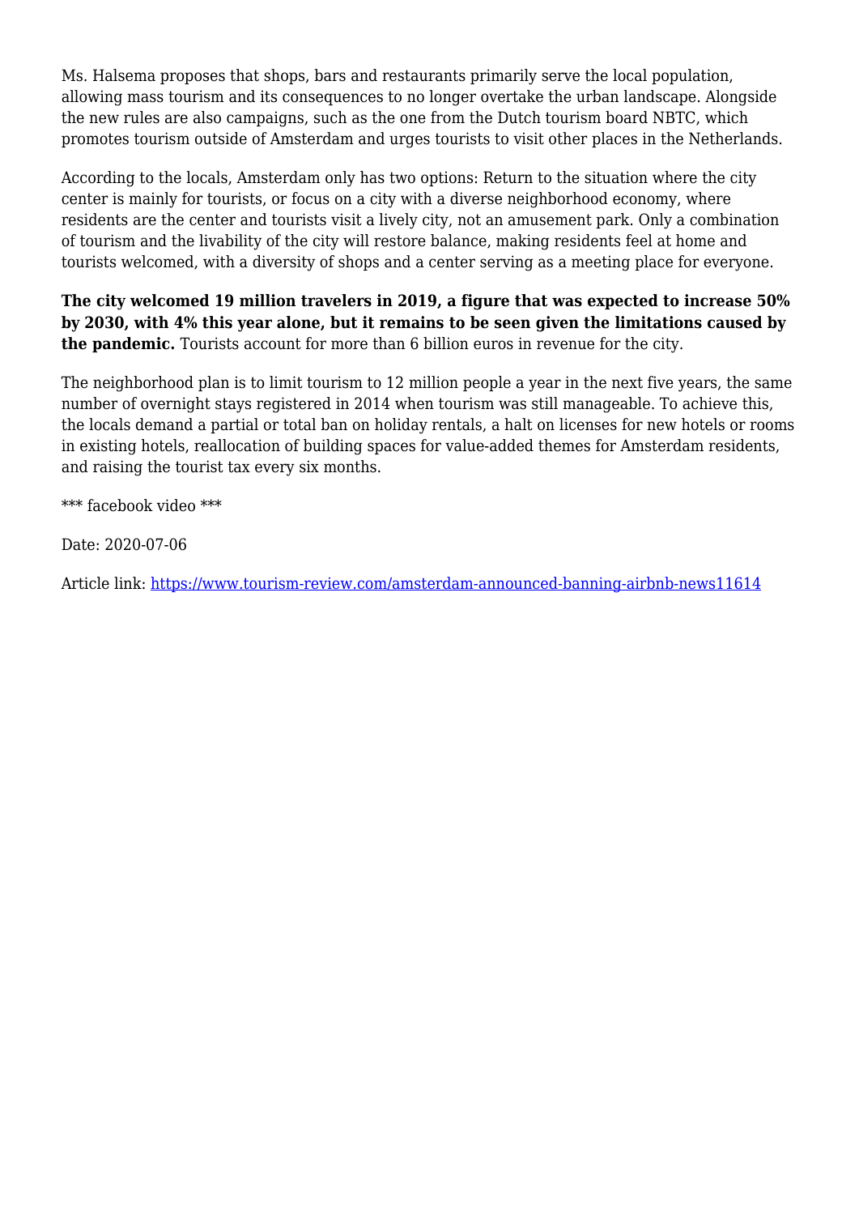Ms. Halsema proposes that shops, bars and restaurants primarily serve the local population, allowing mass tourism and its consequences to no longer overtake the urban landscape. Alongside the new rules are also campaigns, such as the one from the Dutch tourism board NBTC, which promotes tourism outside of Amsterdam and urges tourists to visit other places in the Netherlands.

According to the locals, Amsterdam only has two options: Return to the situation where the city center is mainly for tourists, or focus on a city with a diverse neighborhood economy, where residents are the center and tourists visit a lively city, not an amusement park. Only a combination of tourism and the livability of the city will restore balance, making residents feel at home and tourists welcomed, with a diversity of shops and a center serving as a meeting place for everyone.

**The city welcomed 19 million travelers in 2019, a figure that was expected to increase 50% by 2030, with 4% this year alone, but it remains to be seen given the limitations caused by the pandemic.** Tourists account for more than 6 billion euros in revenue for the city.

The neighborhood plan is to limit tourism to 12 million people a year in the next five years, the same number of overnight stays registered in 2014 when tourism was still manageable. To achieve this, the locals demand a partial or total ban on holiday rentals, a halt on licenses for new hotels or rooms in existing hotels, reallocation of building spaces for value-added themes for Amsterdam residents, and raising the tourist tax every six months.

*** facebook video ***

Date: 2020-07-06

Article link: [https://www.tourism-review.com/amsterdam-announced-banning-airbnb-news11614](https://www.tourism-review.com/amsterdam-announced-banning-airbnb-news11614)